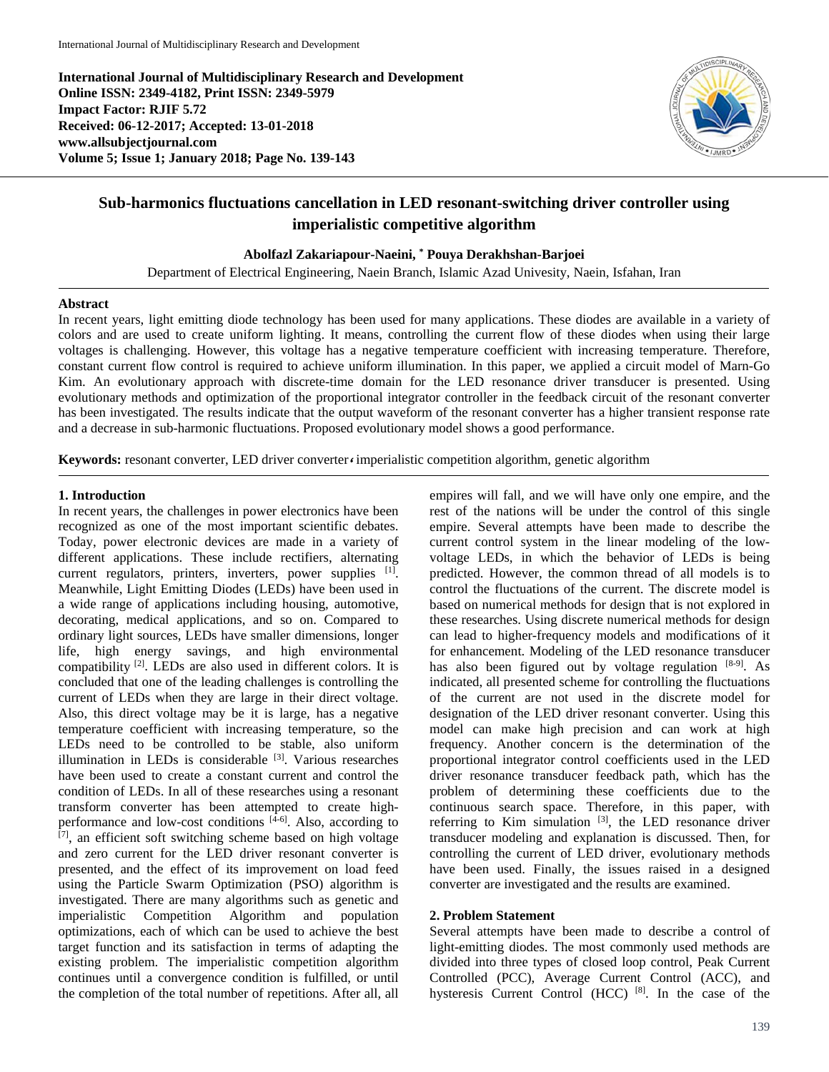International Journal of Multidisciplinary Research and Development

**International Journal of Multidisciplinary Research and Development**
**Online ISSN: 2349-4182, Print ISSN: 2349-5979**
**Impact Factor: RJIF 5.72**
**Received: 06-12-2017; Accepted: 13-01-2018**
**www.allsubjectjournal.com**
**Volume 5; Issue 1; January 2018; Page No. 139-143**

# Sub-harmonics fluctuations cancellation in LED resonant-switching driver controller using imperialistic competitive algorithm

**Abolfazl Zakariapour-Naeini, * Pouya Derakhshan-Barjoei**

Department of Electrical Engineering, Naein Branch, Islamic Azad Univesity, Naein, Isfahan, Iran

## Abstract

In recent years, light emitting diode technology has been used for many applications. These diodes are available in a variety of colors and are used to create uniform lighting. It means, controlling the current flow of these diodes when using their large voltages is challenging. However, this voltage has a negative temperature coefficient with increasing temperature. Therefore, constant current flow control is required to achieve uniform illumination. In this paper, we applied a circuit model of Marn-Go Kim. An evolutionary approach with discrete-time domain for the LED resonance driver transducer is presented. Using evolutionary methods and optimization of the proportional integrator controller in the feedback circuit of the resonant converter has been investigated. The results indicate that the output waveform of the resonant converter has a higher transient response rate and a decrease in sub-harmonic fluctuations. Proposed evolutionary model shows a good performance.

**Keywords:** resonant converter, LED driver converter، imperialistic competition algorithm, genetic algorithm

## 1. Introduction

In recent years, the challenges in power electronics have been recognized as one of the most important scientific debates. Today, power electronic devices are made in a variety of different applications. These include rectifiers, alternating current regulators, printers, inverters, power supplies [1]. Meanwhile, Light Emitting Diodes (LEDs) have been used in a wide range of applications including housing, automotive, decorating, medical applications, and so on. Compared to ordinary light sources, LEDs have smaller dimensions, longer life, high energy savings, and high environmental compatibility [2]. LEDs are also used in different colors. It is concluded that one of the leading challenges is controlling the current of LEDs when they are large in their direct voltage. Also, this direct voltage may be it is large, has a negative temperature coefficient with increasing temperature, so the LEDs need to be controlled to be stable, also uniform illumination in LEDs is considerable [3]. Various researches have been used to create a constant current and control the condition of LEDs. In all of these researches using a resonant transform converter has been attempted to create high-performance and low-cost conditions [4-6]. Also, according to [7], an efficient soft switching scheme based on high voltage and zero current for the LED driver resonant converter is presented, and the effect of its improvement on load feed using the Particle Swarm Optimization (PSO) algorithm is investigated. There are many algorithms such as genetic and imperialistic Competition Algorithm and population optimizations, each of which can be used to achieve the best target function and its satisfaction in terms of adapting the existing problem. The imperialistic competition algorithm continues until a convergence condition is fulfilled, or until the completion of the total number of repetitions. After all, all empires will fall, and we will have only one empire, and the rest of the nations will be under the control of this single empire. Several attempts have been made to describe the current control system in the linear modeling of the low-voltage LEDs, in which the behavior of LEDs is being predicted. However, the common thread of all models is to control the fluctuations of the current. The discrete model is based on numerical methods for design that is not explored in these researches. Using discrete numerical methods for design can lead to higher-frequency models and modifications of it for enhancement. Modeling of the LED resonance transducer has also been figured out by voltage regulation [8-9]. As indicated, all presented scheme for controlling the fluctuations of the current are not used in the discrete model for designation of the LED driver resonant converter. Using this model can make high precision and can work at high frequency. Another concern is the determination of the proportional integrator control coefficients used in the LED driver resonance transducer feedback path, which has the problem of determining these coefficients due to the continuous search space. Therefore, in this paper, with referring to Kim simulation [3], the LED resonance driver transducer modeling and explanation is discussed. Then, for controlling the current of LED driver, evolutionary methods have been used. Finally, the issues raised in a designed converter are investigated and the results are examined.

## 2. Problem Statement

Several attempts have been made to describe a control of light-emitting diodes. The most commonly used methods are divided into three types of closed loop control, Peak Current Controlled (PCC), Average Current Control (ACC), and hysteresis Current Control (HCC) [8]. In the case of the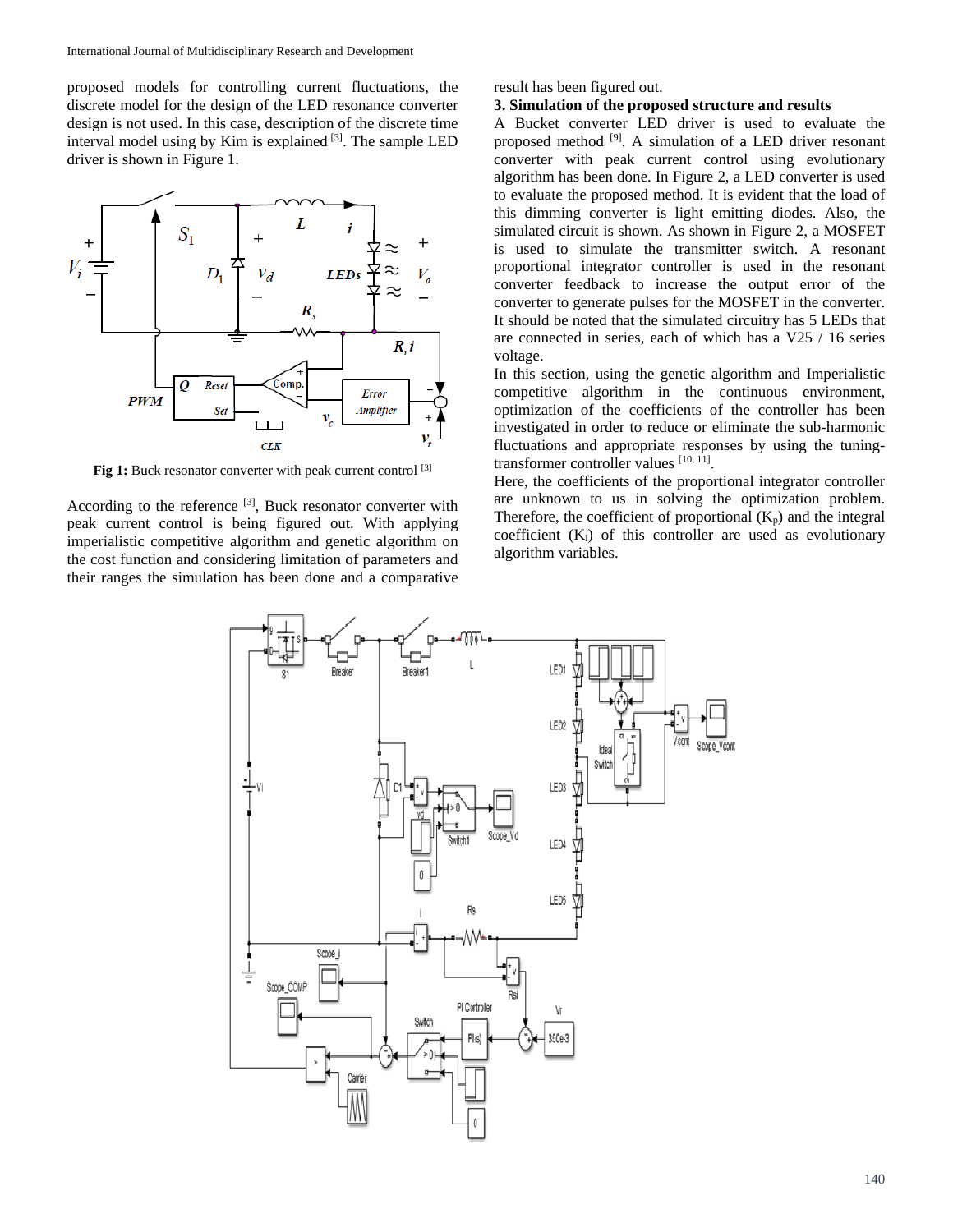proposed models for controlling current fluctuations, the discrete model for the design of the LED resonance converter design is not used. In this case, description of the discrete time interval model using by Kim is explained [3]. The sample LED driver is shown in Figure 1.

**Fig 1:** Buck resonator converter with peak current control [3]

According to the reference [3], Buck resonator converter with peak current control is being figured out. With applying imperialistic competitive algorithm and genetic algorithm on the cost function and considering limitation of parameters and their ranges the simulation has been done and a comparative result has been figured out.

### 3. Simulation of the proposed structure and results

A Bucket converter LED driver is used to evaluate the proposed method [9]. A simulation of a LED driver resonant converter with peak current control using evolutionary algorithm has been done. In Figure 2, a LED converter is used to evaluate the proposed method. It is evident that the load of this dimming converter is light emitting diodes. Also, the simulated circuit is shown. As shown in Figure 2, a MOSFET is used to simulate the transmitter switch. A resonant proportional integrator controller is used in the resonant converter feedback to increase the output error of the converter to generate pulses for the MOSFET in the converter. It should be noted that the simulated circuitry has 5 LEDs that are connected in series, each of which has a V25 / 16 series voltage.

In this section, using the genetic algorithm and Imperialistic competitive algorithm in the continuous environment, optimization of the coefficients of the controller has been investigated in order to reduce or eliminate the sub-harmonic fluctuations and appropriate responses by using the tuning-transformer controller values [10, 11].

Here, the coefficients of the proportional integrator controller are unknown to us in solving the optimization problem. Therefore, the coefficient of proportional ($K_p$) and the integral coefficient ($K_i$) of this controller are used as evolutionary algorithm variables.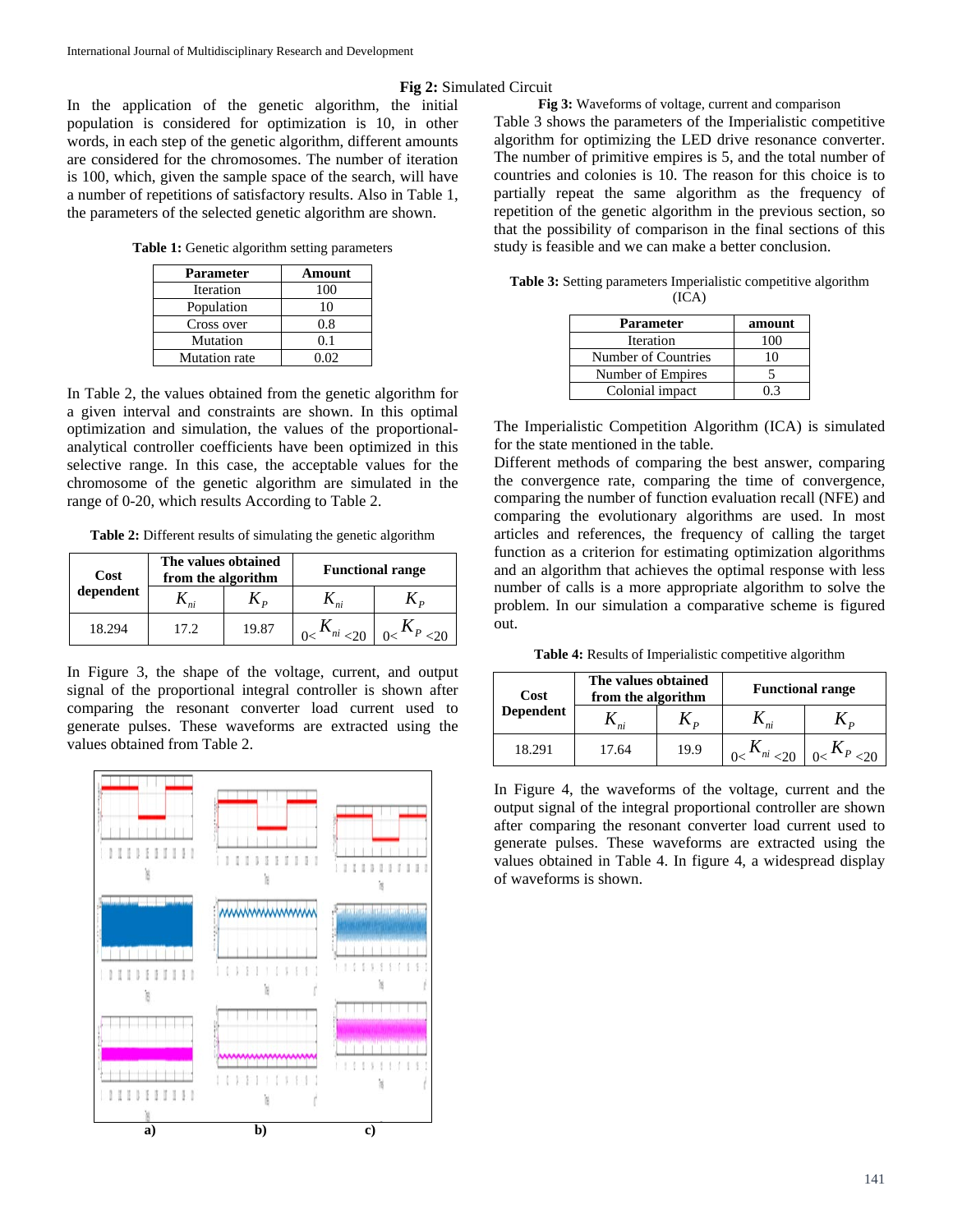**Fig 2:** Simulated Circuit

In the application of the genetic algorithm, the initial population is considered for optimization is 10, in other words, in each step of the genetic algorithm, different amounts are considered for the chromosomes. The number of iteration is 100, which, given the sample space of the search, will have a number of repetitions of satisfactory results. Also in Table 1, the parameters of the selected genetic algorithm are shown.

**Table 1:** Genetic algorithm setting parameters

| Parameter | Amount |
|---|---|
| Iteration | 100 |
| Population | 10 |
| Cross over | 0.8 |
| Mutation | 0.1 |
| Mutation rate | 0.02 |

In Table 2, the values obtained from the genetic algorithm for a given interval and constraints are shown. In this optimal optimization and simulation, the values of the proportional-analytical controller coefficients have been optimized in this selective range. In this case, the acceptable values for the chromosome of the genetic algorithm are simulated in the range of 0-20, which results According to Table 2.

**Table 2:** Different results of simulating the genetic algorithm

| Cost dependent | The values obtained from the algorithm | | Functional range | |
|---|---|---|---|---|
| | $K_{ni}$ | $K_P$ | $K_{ni}$ | $K_P$ |
| 18.294 | 17.2 | 19.87 | $0< K_{ni} <20$ | $0< K_P <20$ |

In Figure 3, the shape of the voltage, current, and output signal of the proportional integral controller is shown after comparing the resonant converter load current used to generate pulses. These waveforms are extracted using the values obtained from Table 2.

a) b) c)

**Fig 3:** Waveforms of voltage, current and comparison

Table 3 shows the parameters of the Imperialistic competitive algorithm for optimizing the LED drive resonance converter. The number of primitive empires is 5, and the total number of countries and colonies is 10. The reason for this choice is to partially repeat the same algorithm as the frequency of repetition of the genetic algorithm in the previous section, so that the possibility of comparison in the final sections of this study is feasible and we can make a better conclusion.

**Table 3:** Setting parameters Imperialistic competitive algorithm (ICA)

| Parameter | amount |
|---|---|
| Iteration | 100 |
| Number of Countries | 10 |
| Number of Empires | 5 |
| Colonial impact | 0.3 |

The Imperialistic Competition Algorithm (ICA) is simulated for the state mentioned in the table.

Different methods of comparing the best answer, comparing the convergence rate, comparing the time of convergence, comparing the number of function evaluation recall (NFE) and comparing the evolutionary algorithms are used. In most articles and references, the frequency of calling the target function as a criterion for estimating optimization algorithms and an algorithm that achieves the optimal response with less number of calls is a more appropriate algorithm to solve the problem. In our simulation a comparative scheme is figured out.

**Table 4:** Results of Imperialistic competitive algorithm

| Cost Dependent | The values obtained from the algorithm | | Functional range | |
|---|---|---|---|---|
| | $K_{ni}$ | $K_P$ | $K_{ni}$ | $K_P$ |
| 18.291 | 17.64 | 19.9 | $0< K_{ni} <20$ | $0< K_P <20$ |

In Figure 4, the waveforms of the voltage, current and the output signal of the integral proportional controller are shown after comparing the resonant converter load current used to generate pulses. These waveforms are extracted using the values obtained in Table 4. In figure 4, a widespread display of waveforms is shown.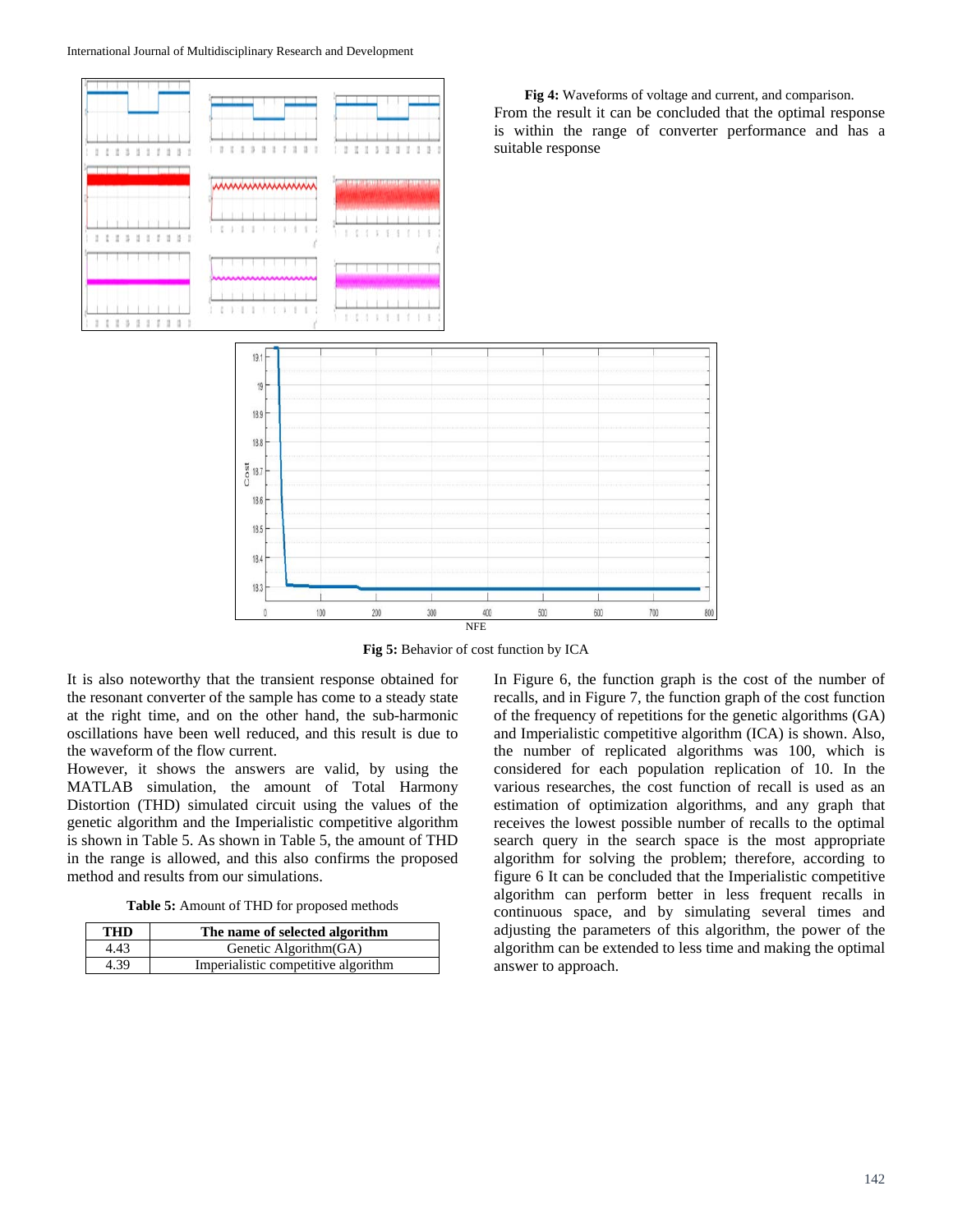**Fig 4:** Waveforms of voltage and current, and comparison.

From the result it can be concluded that the optimal response is within the range of converter performance and has a suitable response

**Fig 5:** Behavior of cost function by ICA

It is also noteworthy that the transient response obtained for the resonant converter of the sample has come to a steady state at the right time, and on the other hand, the sub-harmonic oscillations have been well reduced, and this result is due to the waveform of the flow current.

However, it shows the answers are valid, by using the MATLAB simulation, the amount of Total Harmony Distortion (THD) simulated circuit using the values of the genetic algorithm and the Imperialistic competitive algorithm is shown in Table 5. As shown in Table 5, the amount of THD in the range is allowed, and this also confirms the proposed method and results from our simulations.

**Table 5:** Amount of THD for proposed methods

| THD | The name of selected algorithm |
|---|---|
| 4.43 | Genetic Algorithm(GA) |
| 4.39 | Imperialistic competitive algorithm |

In Figure 6, the function graph is the cost of the number of recalls, and in Figure 7, the function graph of the cost function of the frequency of repetitions for the genetic algorithms (GA) and Imperialistic competitive algorithm (ICA) is shown. Also, the number of replicated algorithms was 100, which is considered for each population replication of 10. In the various researches, the cost function of recall is used as an estimation of optimization algorithms, and any graph that receives the lowest possible number of recalls to the optimal search query in the search space is the most appropriate algorithm for solving the problem; therefore, according to figure 6 It can be concluded that the Imperialistic competitive algorithm can perform better in less frequent recalls in continuous space, and by simulating several times and adjusting the parameters of this algorithm, the power of the algorithm can be extended to less time and making the optimal answer to approach.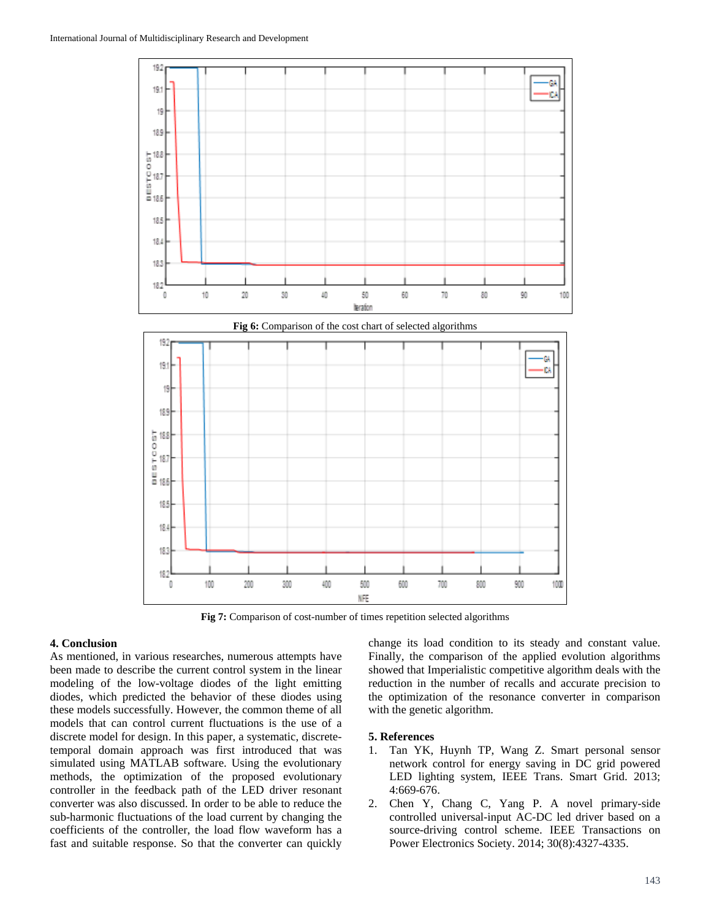Fig 6: Comparison of the cost chart of selected algorithms

Fig 7: Comparison of cost-number of times repetition selected algorithms

## 4. Conclusion

As mentioned, in various researches, numerous attempts have been made to describe the current control system in the linear modeling of the low-voltage diodes of the light emitting diodes, which predicted the behavior of these diodes using these models successfully. However, the common theme of all models that can control current fluctuations is the use of a discrete model for design. In this paper, a systematic, discrete-temporal domain approach was first introduced that was simulated using MATLAB software. Using the evolutionary methods, the optimization of the proposed evolutionary controller in the feedback path of the LED driver resonant converter was also discussed. In order to be able to reduce the sub-harmonic fluctuations of the load current by changing the coefficients of the controller, the load flow waveform has a fast and suitable response. So that the converter can quickly change its load condition to its steady and constant value. Finally, the comparison of the applied evolution algorithms showed that Imperialistic competitive algorithm deals with the reduction in the number of recalls and accurate precision to the optimization of the resonance converter in comparison with the genetic algorithm.

## 5. References

1. Tan YK, Huynh TP, Wang Z. Smart personal sensor network control for energy saving in DC grid powered LED lighting system, IEEE Trans. Smart Grid. 2013; 4:669-676.
2. Chen Y, Chang C, Yang P. A novel primary-side controlled universal-input AC-DC led driver based on a source-driving control scheme. IEEE Transactions on Power Electronics Society. 2014; 30(8):4327-4335.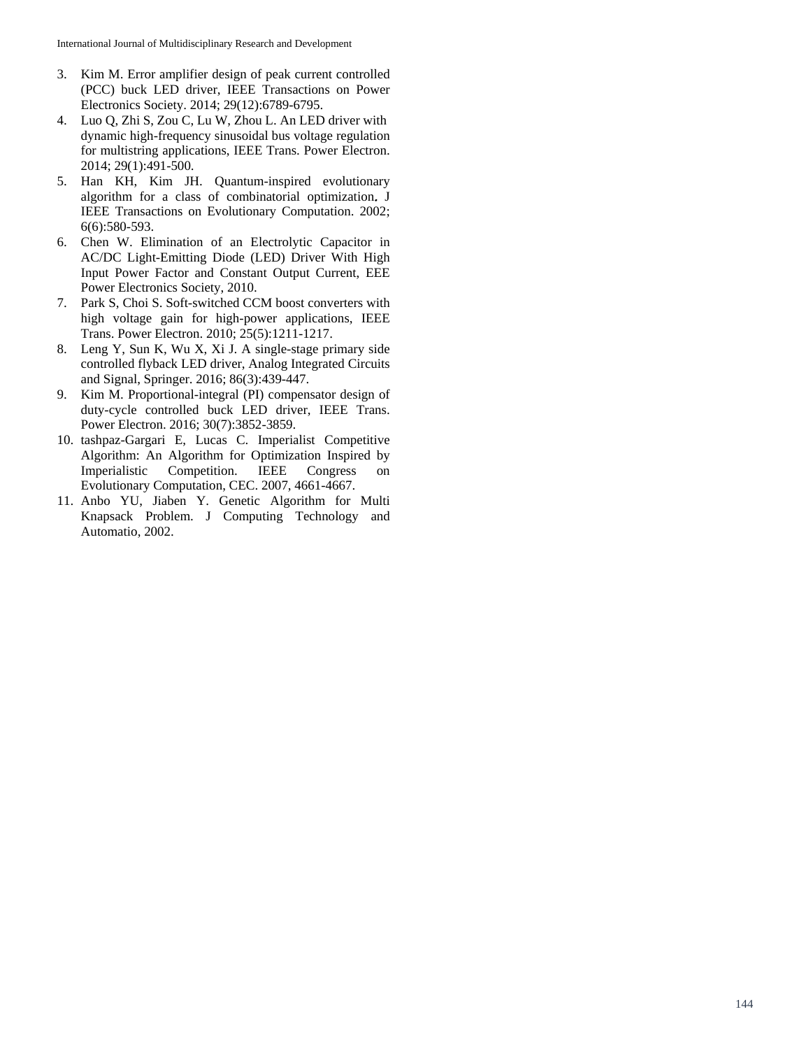3. Kim M. Error amplifier design of peak current controlled (PCC) buck LED driver, IEEE Transactions on Power Electronics Society. 2014; 29(12):6789-6795.
4. Luo Q, Zhi S, Zou C, Lu W, Zhou L. An LED driver with dynamic high-frequency sinusoidal bus voltage regulation for multistring applications, IEEE Trans. Power Electron. 2014; 29(1):491-500.
5. Han KH, Kim JH. Quantum-inspired evolutionary algorithm for a class of combinatorial optimization**.** J IEEE Transactions on Evolutionary Computation. 2002; 6(6):580-593.
6. Chen W. Elimination of an Electrolytic Capacitor in AC/DC Light-Emitting Diode (LED) Driver With High Input Power Factor and Constant Output Current, EEE Power Electronics Society, 2010.
7. Park S, Choi S. Soft-switched CCM boost converters with high voltage gain for high-power applications, IEEE Trans. Power Electron. 2010; 25(5):1211-1217.
8. Leng Y, Sun K, Wu X, Xi J. A single-stage primary side controlled flyback LED driver, Analog Integrated Circuits and Signal, Springer. 2016; 86(3):439-447.
9. Kim M. Proportional-integral (PI) compensator design of duty-cycle controlled buck LED driver, IEEE Trans. Power Electron. 2016; 30(7):3852-3859.
10. tashpaz-Gargari E, Lucas C. Imperialist Competitive Algorithm: An Algorithm for Optimization Inspired by Imperialistic Competition. IEEE Congress on Evolutionary Computation, CEC. 2007, 4661-4667.
11. Anbo YU, Jiaben Y. Genetic Algorithm for Multi Knapsack Problem. J Computing Technology and Automatio, 2002.